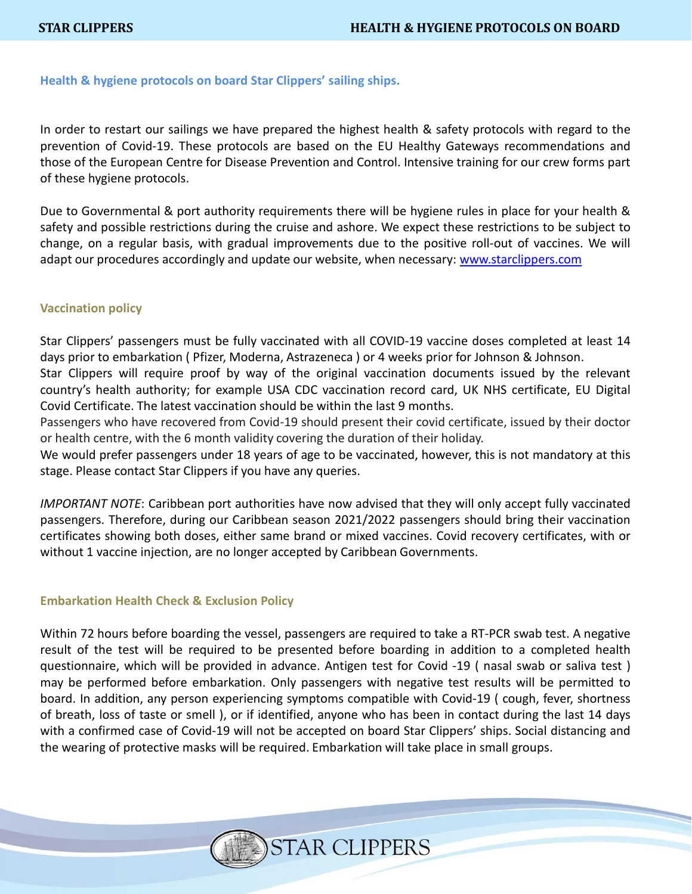## Health & hygiene protocols on board Star Clippers' sailing ships.

In order to restart our sailings we have prepared the highest health & safety protocols with regard to the prevention of Covid-19. These protocols are based on the EU Healthy Gateways recommendations and those of the European Centre for Disease Prevention and Control. Intensive training for our crew forms part of these hygiene protocols.

Due to Governmental & port authority requirements there will be hygiene rules in place for your health & safety and possible restrictions during the cruise and ashore. We expect these restrictions to be subject to change, on a regular basis, with gradual improvements due to the positive roll-out of vaccines. We will adapt our procedures accordingly and update our website, when necessary: [www.starclippers.com](www.starclippers.com)

### Vaccination policy

Star Clippers' passengers must be fully vaccinated with all COVID-19 vaccine doses completed at least 14 days prior to embarkation ( Pfizer, Moderna, Astrazeneca ) or 4 weeks prior for Johnson & Johnson.

Star Clippers will require proof by way of the original vaccination documents issued by the relevant country's health authority; for example USA CDC vaccination record card, UK NHS certificate, EU Digital Covid Certificate. The latest vaccination should be within the last 9 months.

Passengers who have recovered from Covid-19 should present their covid certificate, issued by their doctor or health centre, with the 6 month validity covering the duration of their holiday.

We would prefer passengers under 18 years of age to be vaccinated, however, this is not mandatory at this stage. Please contact Star Clippers if you have any queries.

*IMPORTANT NOTE*: Caribbean port authorities have now advised that they will only accept fully vaccinated passengers. Therefore, during our Caribbean season 2021/2022 passengers should bring their vaccination certificates showing both doses, either same brand or mixed vaccines. Covid recovery certificates, with or without 1 vaccine injection, are no longer accepted by Caribbean Governments.

### Embarkation Health Check & Exclusion Policy

Within 72 hours before boarding the vessel, passengers are required to take a RT-PCR swab test. A negative result of the test will be required to be presented before boarding in addition to a completed health questionnaire, which will be provided in advance. Antigen test for Covid -19 ( nasal swab or saliva test ) may be performed before embarkation. Only passengers with negative test results will be permitted to board. In addition, any person experiencing symptoms compatible with Covid-19 ( cough, fever, shortness of breath, loss of taste or smell ), or if identified, anyone who has been in contact during the last 14 days with a confirmed case of Covid-19 will not be accepted on board Star Clippers' ships. Social distancing and the wearing of protective masks will be required. Embarkation will take place in small groups.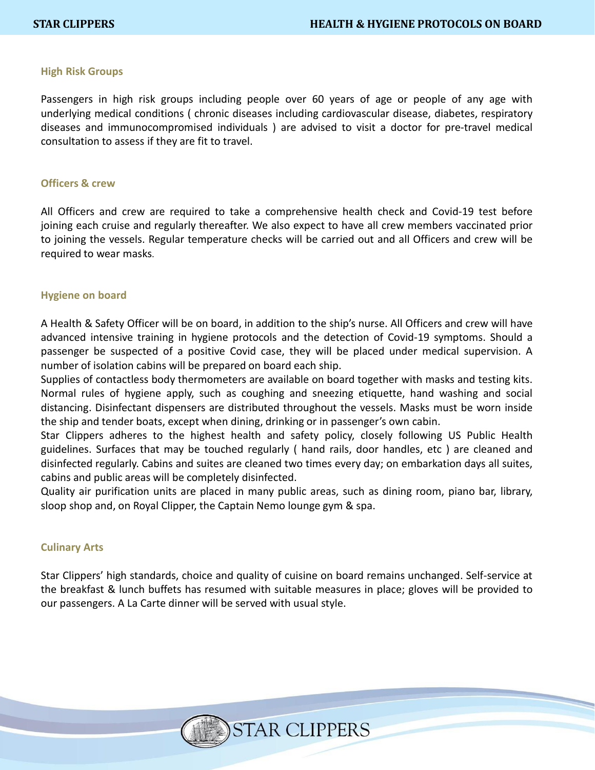## High Risk Groups

Passengers in high risk groups including people over 60 years of age or people of any age with underlying medical conditions ( chronic diseases including cardiovascular disease, diabetes, respiratory diseases and immunocompromised individuals ) are advised to visit a doctor for pre-travel medical consultation to assess if they are fit to travel.

## Officers & crew

All Officers and crew are required to take a comprehensive health check and Covid-19 test before joining each cruise and regularly thereafter. We also expect to have all crew members vaccinated prior to joining the vessels. Regular temperature checks will be carried out and all Officers and crew will be required to wear masks.

## Hygiene on board

A Health & Safety Officer will be on board, in addition to the ship's nurse. All Officers and crew will have advanced intensive training in hygiene protocols and the detection of Covid-19 symptoms. Should a passenger be suspected of a positive Covid case, they will be placed under medical supervision. A number of isolation cabins will be prepared on board each ship.

Supplies of contactless body thermometers are available on board together with masks and testing kits. Normal rules of hygiene apply, such as coughing and sneezing etiquette, hand washing and social distancing. Disinfectant dispensers are distributed throughout the vessels. Masks must be worn inside the ship and tender boats, except when dining, drinking or in passenger's own cabin.

Star Clippers adheres to the highest health and safety policy, closely following US Public Health guidelines. Surfaces that may be touched regularly ( hand rails, door handles, etc ) are cleaned and disinfected regularly. Cabins and suites are cleaned two times every day; on embarkation days all suites, cabins and public areas will be completely disinfected.

Quality air purification units are placed in many public areas, such as dining room, piano bar, library, sloop shop and, on Royal Clipper, the Captain Nemo lounge gym & spa.

## Culinary Arts

Star Clippers' high standards, choice and quality of cuisine on board remains unchanged. Self-service at the breakfast & lunch buffets has resumed with suitable measures in place; gloves will be provided to our passengers. A La Carte dinner will be served with usual style.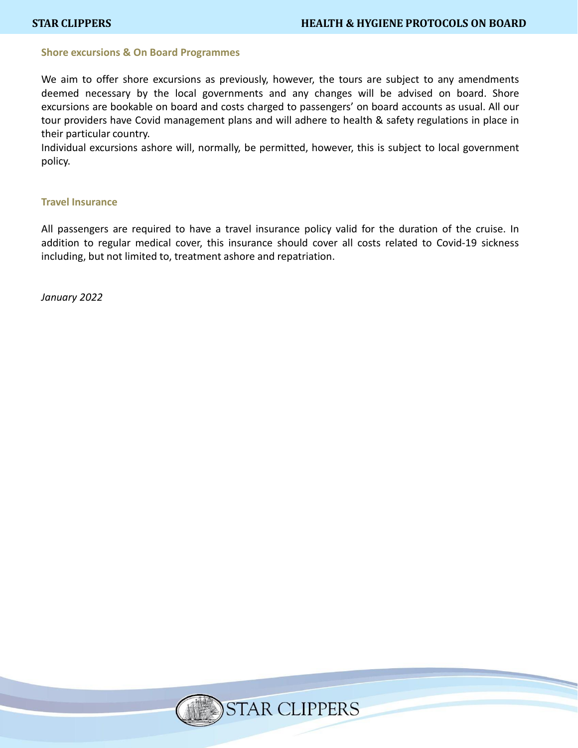### Shore excursions & On Board Programmes

We aim to offer shore excursions as previously, however, the tours are subject to any amendments deemed necessary by the local governments and any changes will be advised on board. Shore excursions are bookable on board and costs charged to passengers' on board accounts as usual. All our tour providers have Covid management plans and will adhere to health & safety regulations in place in their particular country.

Individual excursions ashore will, normally, be permitted, however, this is subject to local government policy.

### Travel Insurance

All passengers are required to have a travel insurance policy valid for the duration of the cruise. In addition to regular medical cover, this insurance should cover all costs related to Covid-19 sickness including, but not limited to, treatment ashore and repatriation.

*January 2022*